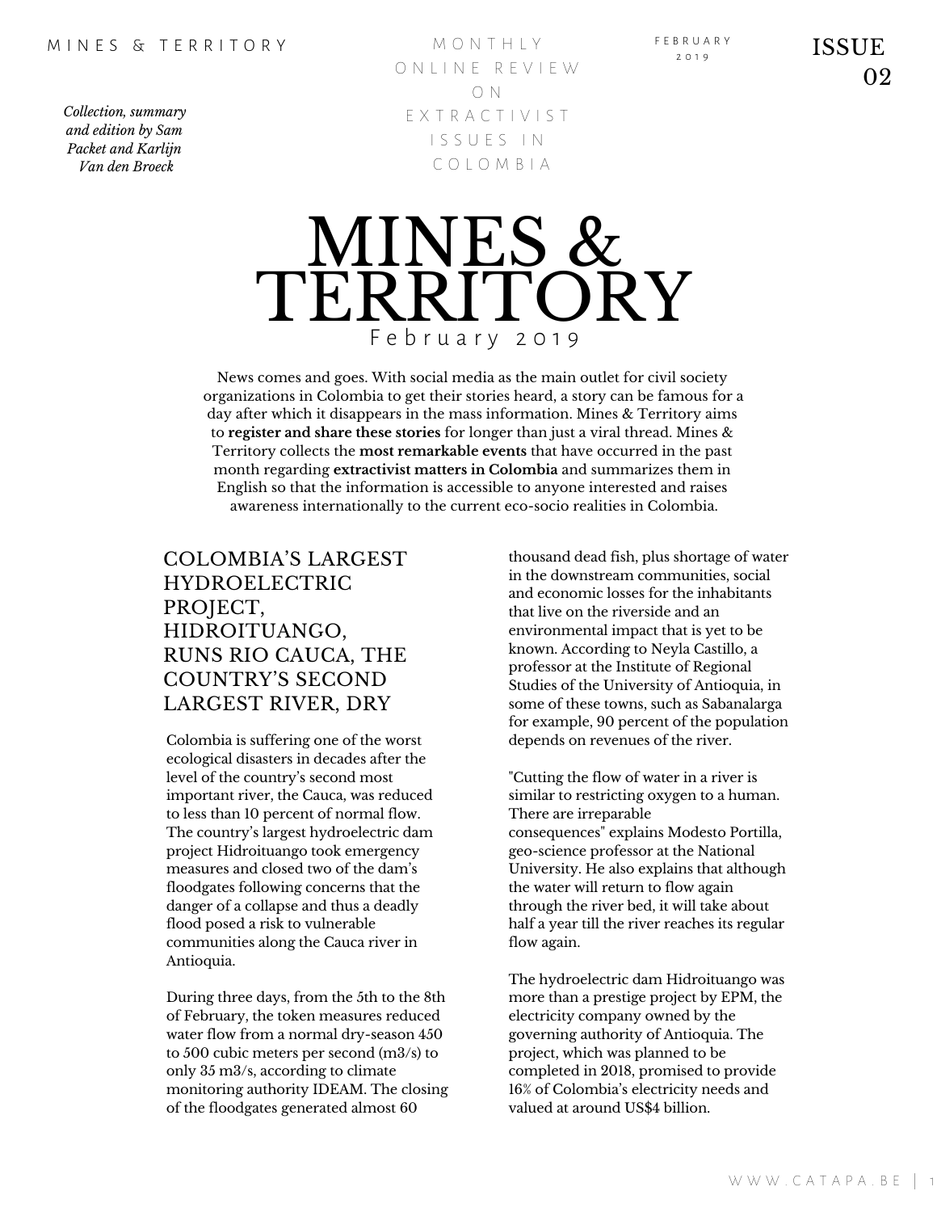MINES & TERRITORY

MONTHLY ONLINE REVIEW ON EXTRACTIVIST ISSUES IN COLOMBIA

FEBRUARY 2019

ISSUE 02

*Collection, summary and edition by Sam Packet and Karlijn Van den Broeck*

# MINES & TERRITORY

February 2019

News comes and goes. With social media as the main outlet for civil society organizations in Colombia to get their stories heard, a story can be famous for a day after which it disappears in the mass information. Mines & Territory aims to **register and share these stories** for longer than just a viral thread. Mines & Territory collects the **most remarkable events** that have occurred in the past month regarding **extractivist matters in Colombia** and summarizes them in English so that the information is accessible to anyone interested and raises awareness internationally to the current eco-socio realities in Colombia.

## COLOMBIA'S LARGEST HYDROELECTRIC PROJECT, HIDROITUANGO, RUNS RIO CAUCA, THE COUNTRY'S SECOND LARGEST RIVER, DRY

Colombia is suffering one of the worst ecological disasters in decades after the level of the country's second most important river, the Cauca, was reduced to less than 10 percent of normal flow. The country's largest hydroelectric dam project Hidroituango took emergency measures and closed two of the dam's floodgates following concerns that the danger of a collapse and thus a deadly flood posed a risk to vulnerable communities along the Cauca river in Antioquia.

During three days, from the 5th to the 8th of February, the token measures reduced water flow from a normal dry-season 450 to 500 cubic meters per second (m3/s) to only 35 m3/s, according to climate monitoring authority IDEAM. The closing of the floodgates generated almost 60 thousand dead fish, plus shortage of water in the downstream communities, social and economic losses for the inhabitants that live on the riverside and an environmental impact that is yet to be known. According to Neyla Castillo, a professor at the Institute of Regional Studies of the University of Antioquia, in some of these towns, such as Sabanalarga for example, 90 percent of the population depends on revenues of the river.

"Cutting the flow of water in a river is similar to restricting oxygen to a human. There are irreparable consequences" explains Modesto Portilla, geo-science professor at the National University. He also explains that although the water will return to flow again through the river bed, it will take about half a year till the river reaches its regular flow again.

The hydroelectric dam Hidroituango was more than a prestige project by EPM, the electricity company owned by the governing authority of Antioquia. The project, which was planned to be completed in 2018, promised to provide 16% of Colombia's electricity needs and valued at around US$4 billion.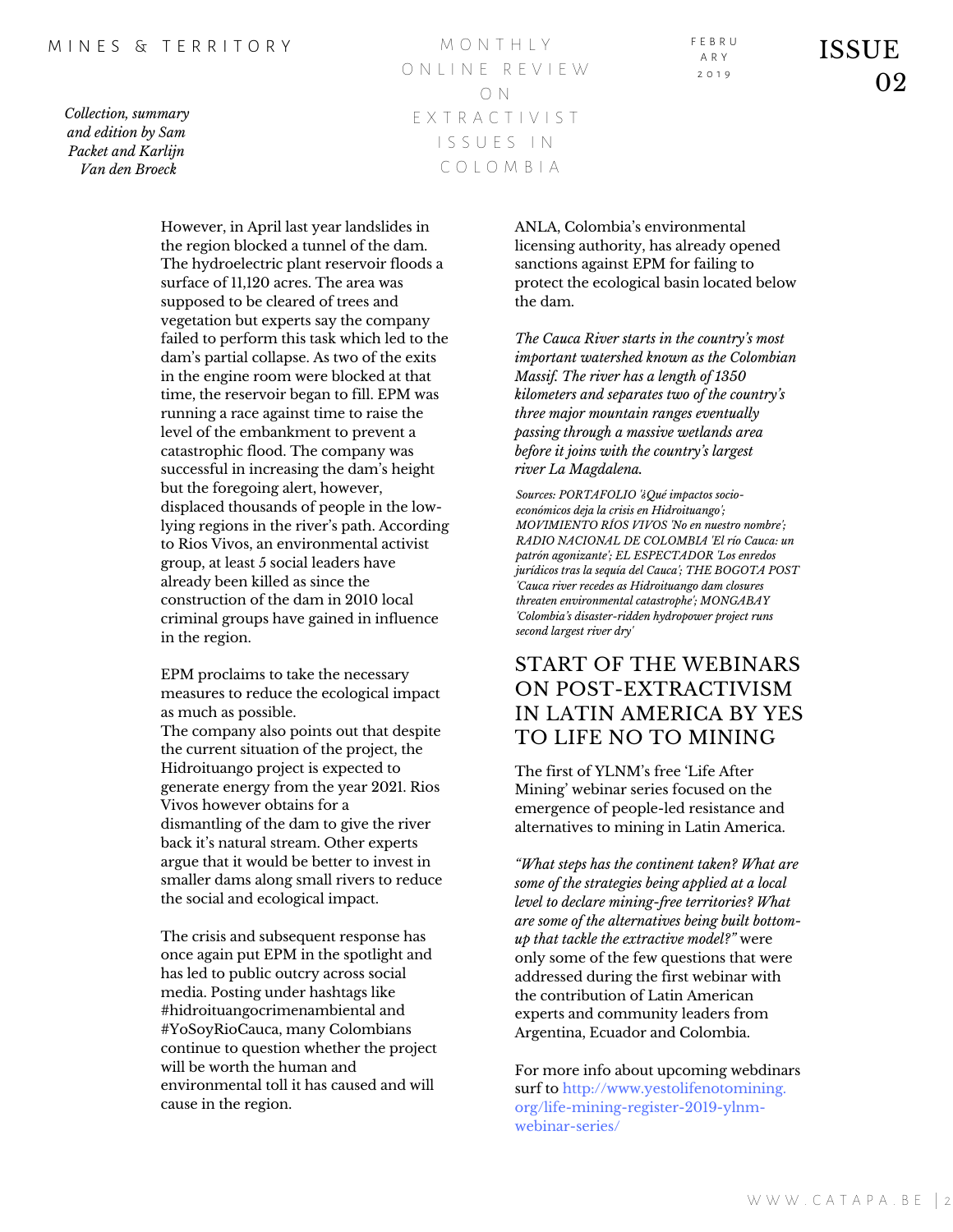However, in April last year landslides in the region blocked a tunnel of the dam. The hydroelectric plant reservoir floods a surface of 11,120 acres. The area was supposed to be cleared of trees and vegetation but experts say the company failed to perform this task which led to the dam's partial collapse. As two of the exits in the engine room were blocked at that time, the reservoir began to fill. EPM was running a race against time to raise the level of the embankment to prevent a catastrophic flood. The company was successful in increasing the dam's height but the foregoing alert, however, displaced thousands of people in the low-lying regions in the river's path. According to Rios Vivos, an environmental activist group, at least 5 social leaders have already been killed as since the construction of the dam in 2010 local criminal groups have gained in influence in the region.

EPM proclaims to take the necessary measures to reduce the ecological impact as much as possible.
The company also points out that despite the current situation of the project, the Hidroituango project is expected to generate energy from the year 2021. Rios Vivos however obtains for a dismantling of the dam to give the river back it's natural stream. Other experts argue that it would be better to invest in smaller dams along small rivers to reduce the social and ecological impact.

The crisis and subsequent response has once again put EPM in the spotlight and has led to public outcry across social media. Posting under hashtags like #hidroituangocrimenambiental and #YoSoyRioCauca, many Colombians continue to question whether the project will be worth the human and environmental toll it has caused and will cause in the region.

ANLA, Colombia's environmental licensing authority, has already opened sanctions against EPM for failing to protect the ecological basin located below the dam.

*The Cauca River starts in the country's most important watershed known as the Colombian Massif. The river has a length of 1350 kilometers and separates two of the country's three major mountain ranges eventually passing through a massive wetlands area before it joins with the country's largest river La Magdalena.*

*Sources: PORTAFOLIO '¿Qué impactos socio-económicos deja la crisis en Hidroituango'; MOVIMIENTO RÍOS VIVOS 'No en nuestro nombre'; RADIO NACIONAL DE COLOMBIA 'El río Cauca: un patrón agonizante'; EL ESPECTADOR 'Los enredos jurídicos tras la sequía del Cauca'; THE BOGOTA POST 'Cauca river recedes as Hidroituango dam closures threaten environmental catastrophe'; MONGABAY 'Colombia's disaster-ridden hydropower project runs second largest river dry'*

## START OF THE WEBINARS ON POST-EXTRACTIVISM IN LATIN AMERICA BY YES TO LIFE NO TO MINING

The first of YLNM's free 'Life After Mining' webinar series focused on the emergence of people-led resistance and alternatives to mining in Latin America.

*"What steps has the continent taken? What are some of the strategies being applied at a local level to declare mining-free territories? What are some of the alternatives being built bottom-up that tackle the extractive model?"* were only some of the few questions that were addressed during the first webinar with the contribution of Latin American experts and community leaders from Argentina, Ecuador and Colombia.

For more info about upcoming webdinars surf to http://www.yestolifenotomining.org/life-mining-register-2019-ylnm-webinar-series/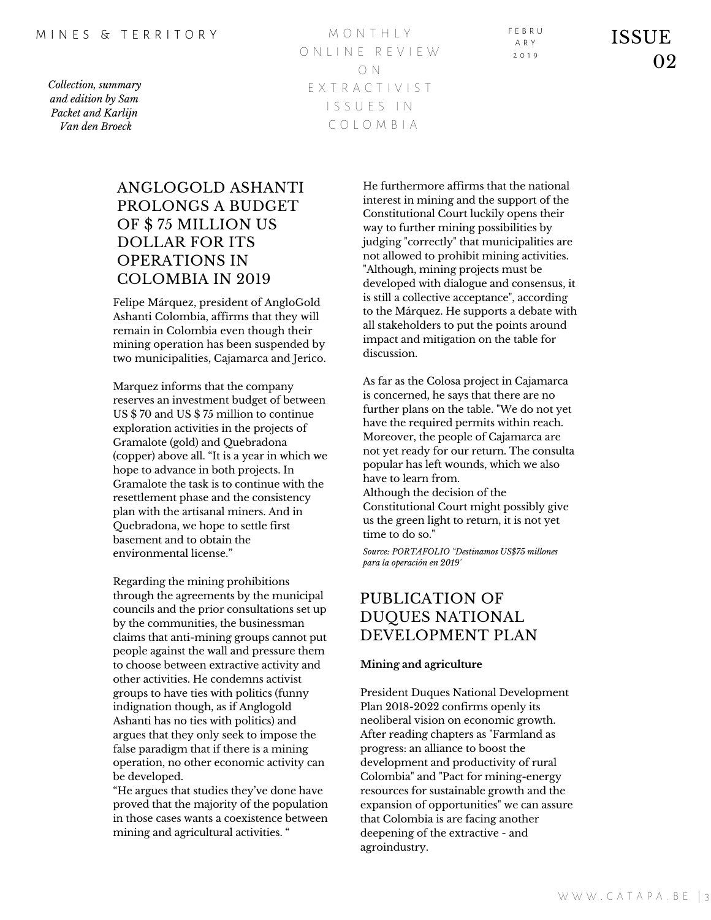## ANGLOGOLD ASHANTI PROLONGS A BUDGET OF $ 75 MILLION US DOLLAR FOR ITS OPERATIONS IN COLOMBIA IN 2019

Felipe Márquez, president of AngloGold Ashanti Colombia, affirms that they will remain in Colombia even though their mining operation has been suspended by two municipalities, Cajamarca and Jerico.

Marquez informs that the company reserves an investment budget of between US $ 70 and US $ 75 million to continue exploration activities in the projects of Gramalote (gold) and Quebradona (copper) above all. "It is a year in which we hope to advance in both projects. In Gramalote the task is to continue with the resettlement phase and the consistency plan with the artisanal miners. And in Quebradona, we hope to settle first basement and to obtain the environmental license."

Regarding the mining prohibitions through the agreements by the municipal councils and the prior consultations set up by the communities, the businessman claims that anti-mining groups cannot put people against the wall and pressure them to choose between extractive activity and other activities. He condemns activist groups to have ties with politics (funny indignation though, as if Anglogold Ashanti has no ties with politics) and argues that they only seek to impose the false paradigm that if there is a mining operation, no other economic activity can be developed.
"He argues that studies they've done have proved that the majority of the population in those cases wants a coexistence between mining and agricultural activities. "

He furthermore affirms that the national interest in mining and the support of the Constitutional Court luckily opens their way to further mining possibilities by judging "correctly" that municipalities are not allowed to prohibit mining activities. "Although, mining projects must be developed with dialogue and consensus, it is still a collective acceptance", according to the Márquez. He supports a debate with all stakeholders to put the points around impact and mitigation on the table for discussion.

As far as the Colosa project in Cajamarca is concerned, he says that there are no further plans on the table. "We do not yet have the required permits within reach. Moreover, the people of Cajamarca are not yet ready for our return. The consulta popular has left wounds, which we also have to learn from.
Although the decision of the Constitutional Court might possibly give us the green light to return, it is not yet time to do so."

*Source: PORTAFOLIO "Destinamos US$75 millones para la operación en 2019'*

## PUBLICATION OF DUQUES NATIONAL DEVELOPMENT PLAN

**Mining and agriculture**

President Duques National Development Plan 2018-2022 confirms openly its neoliberal vision on economic growth. After reading chapters as "Farmland as progress: an alliance to boost the development and productivity of rural Colombia" and "Pact for mining-energy resources for sustainable growth and the expansion of opportunities" we can assure that Colombia is are facing another deepening of the extractive - and agroindustry.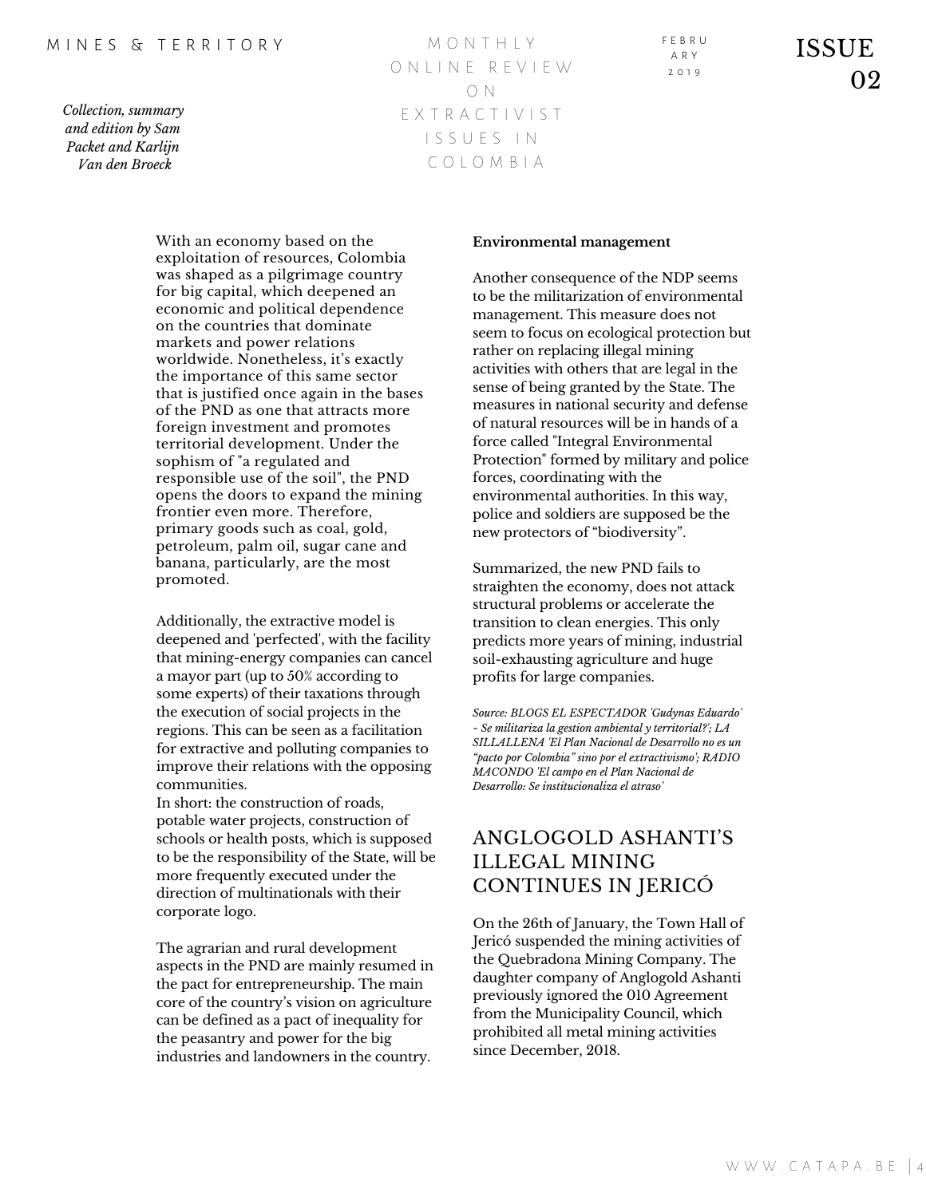With an economy based on the exploitation of resources, Colombia was shaped as a pilgrimage country for big capital, which deepened an economic and political dependence on the countries that dominate markets and power relations worldwide. Nonetheless, it's exactly the importance of this same sector that is justified once again in the bases of the PND as one that attracts more foreign investment and promotes territorial development. Under the sophism of "a regulated and responsible use of the soil", the PND opens the doors to expand the mining frontier even more. Therefore, primary goods such as coal, gold, petroleum, palm oil, sugar cane and banana, particularly, are the most promoted.

Additionally, the extractive model is deepened and 'perfected', with the facility that mining-energy companies can cancel a mayor part (up to 50% according to some experts) of their taxations through the execution of social projects in the regions. This can be seen as a facilitation for extractive and polluting companies to improve their relations with the opposing communities.
In short: the construction of roads, potable water projects, construction of schools or health posts, which is supposed to be the responsibility of the State, will be more frequently executed under the direction of multinationals with their corporate logo.

The agrarian and rural development aspects in the PND are mainly resumed in the pact for entrepreneurship. The main core of the country's vision on agriculture can be defined as a pact of inequality for the peasantry and power for the big industries and landowners in the country.

**Environmental management**

Another consequence of the NDP seems to be the militarization of environmental management. This measure does not seem to focus on ecological protection but rather on replacing illegal mining activities with others that are legal in the sense of being granted by the State. The measures in national security and defense of natural resources will be in hands of a force called "Integral Environmental Protection" formed by military and police forces, coordinating with the environmental authorities. In this way, police and soldiers are supposed be the new protectors of "biodiversity".

Summarized, the new PND fails to straighten the economy, does not attack structural problems or accelerate the transition to clean energies. This only predicts more years of mining, industrial soil-exhausting agriculture and huge profits for large companies.

*Source: BLOGS EL ESPECTADOR 'Gudynas Eduardo' ~ Se militariza la gestion ambiental y territorial?'; LA SILLALLENA 'El Plan Nacional de Desarrollo no es un "pacto por Colombia" sino por el extractivismo'; RADIO MACONDO 'El campo en el Plan Nacional de Desarrollo: Se institucionaliza el atraso'*

## ANGLOGOLD ASHANTI'S ILLEGAL MINING CONTINUES IN JERICÓ

On the 26th of January, the Town Hall of Jericó suspended the mining activities of the Quebradona Mining Company. The daughter company of Anglogold Ashanti previously ignored the 010 Agreement from the Municipality Council, which prohibited all metal mining activities since December, 2018.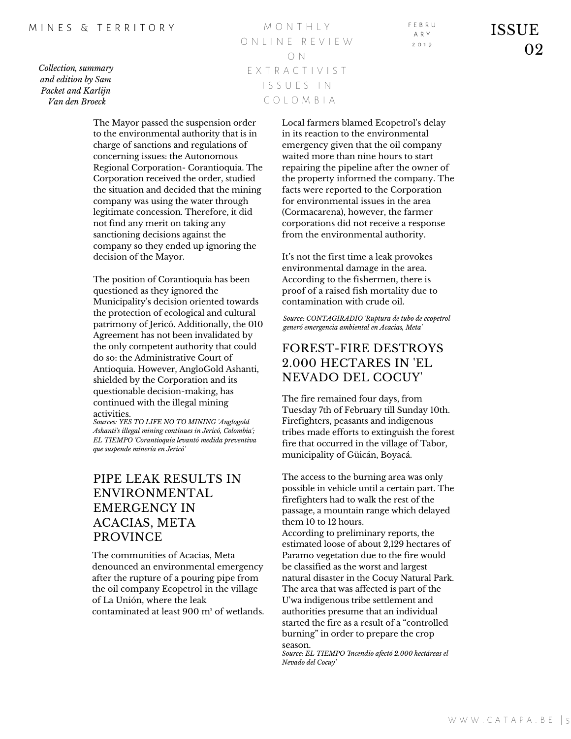The Mayor passed the suspension order to the environmental authority that is in charge of sanctions and regulations of concerning issues: the Autonomous Regional Corporation- Corantioquia. The Corporation received the order, studied the situation and decided that the mining company was using the water through legitimate concession. Therefore, it did not find any merit on taking any sanctioning decisions against the company so they ended up ignoring the decision of the Mayor.

The position of Corantioquia has been questioned as they ignored the Municipality's decision oriented towards the protection of ecological and cultural patrimony of Jericó. Additionally, the 010 Agreement has not been invalidated by the only competent authority that could do so: the Administrative Court of Antioquia. However, AngloGold Ashanti, shielded by the Corporation and its questionable decision-making, has continued with the illegal mining activities.

*Sources: YES TO LIFE NO TO MINING 'Anglogold Ashanti's illegal mining continues in Jericó, Colombia'; EL TIEMPO 'Corantioquia levantó medida preventiva que suspende minería en Jericó'*

## PIPE LEAK RESULTS IN ENVIRONMENTAL EMERGENCY IN ACACIAS, META PROVINCE

The communities of Acacias, Meta denounced an environmental emergency after the rupture of a pouring pipe from the oil company Ecopetrol in the village of La Unión, where the leak contaminated at least 900 m³ of wetlands.

Local farmers blamed Ecopetrol's delay in its reaction to the environmental emergency given that the oil company waited more than nine hours to start repairing the pipeline after the owner of the property informed the company. The facts were reported to the Corporation for environmental issues in the area (Cormacarena), however, the farmer corporations did not receive a response from the environmental authority.

It's not the first time a leak provokes environmental damage in the area. According to the fishermen, there is proof of a raised fish mortality due to contamination with crude oil.

*Source: CONTAGIRADIO 'Ruptura de tubo de ecopetrol generó emergencia ambiental en Acacias, Meta'*

## FOREST-FIRE DESTROYS 2.000 HECTARES IN 'EL NEVADO DEL COCUY'

The fire remained four days, from Tuesday 7th of February till Sunday 10th. Firefighters, peasants and indigenous tribes made efforts to extinguish the forest fire that occurred in the village of Tabor, municipality of Güicán, Boyacá.

The access to the burning area was only possible in vehicle until a certain part. The firefighters had to walk the rest of the passage, a mountain range which delayed them 10 to 12 hours.

According to preliminary reports, the estimated loose of about 2,129 hectares of Paramo vegetation due to the fire would be classified as the worst and largest natural disaster in the Cocuy Natural Park. The area that was affected is part of the U'wa indigenous tribe settlement and authorities presume that an individual started the fire as a result of a "controlled burning" in order to prepare the crop season.

*Source: EL TIEMPO 'Incendio afectó 2.000 hectáreas el Nevado del Cocuy'*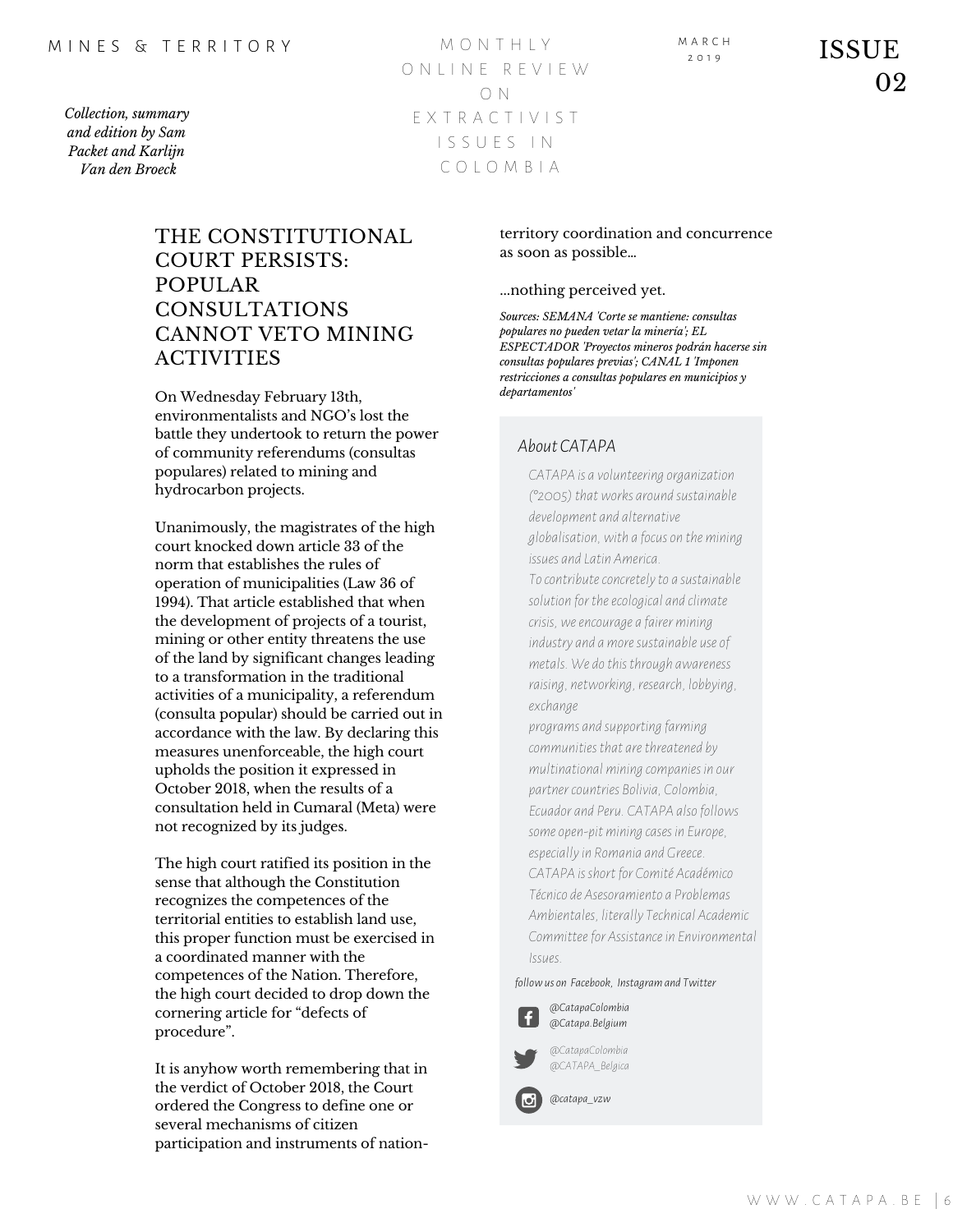# THE CONSTITUTIONAL COURT PERSISTS: POPULAR CONSULTATIONS CANNOT VETO MINING ACTIVITIES

On Wednesday February 13th, environmentalists and NGO's lost the battle they undertook to return the power of community referendums (consultas populares) related to mining and hydrocarbon projects.

Unanimously, the magistrates of the high court knocked down article 33 of the norm that establishes the rules of operation of municipalities (Law 36 of 1994). That article established that when the development of projects of a tourist, mining or other entity threatens the use of the land by significant changes leading to a transformation in the traditional activities of a municipality, a referendum (consulta popular) should be carried out in accordance with the law. By declaring this measures unenforceable, the high court upholds the position it expressed in October 2018, when the results of a consultation held in Cumaral (Meta) were not recognized by its judges.

The high court ratified its position in the sense that although the Constitution recognizes the competences of the territorial entities to establish land use, this proper function must be exercised in a coordinated manner with the competences of the Nation. Therefore, the high court decided to drop down the cornering article for "defects of procedure".

It is anyhow worth remembering that in the verdict of October 2018, the Court ordered the Congress to define one or several mechanisms of citizen participation and instruments of nation-territory coordination and concurrence as soon as possible...

...nothing perceived yet.

*Sources: SEMANA 'Corte se mantiene: consultas populares no pueden vetar la minería'; EL ESPECTADOR 'Proyectos mineros podrán hacerse sin consultas populares previas'; CANAL 1 'Imponen restricciones a consultas populares en municipios y departamentos'*

## *About CATAPA*

*CATAPA is a volunteering organization (°2005) that works around sustainable development and alternative globalisation, with a focus on the mining issues and Latin America.*
*To contribute concretely to a sustainable solution for the ecological and climate crisis, we encourage a fairer mining industry and a more sustainable use of metals. We do this through awareness raising, networking, research, lobbying, exchange programs and supporting farming communities that are threatened by multinational mining companies in our partner countries Bolivia, Colombia, Ecuador and Peru. CATAPA also follows some open-pit mining cases in Europe, especially in Romania and Greece.*
*CATAPA is short for Comité Académico Técnico de Asesoramiento a Problemas Ambientales, literally Technical Academic Committee for Assistance in Environmental Issues.*

*follow us on Facebook, Instagram and Twitter*

*@CatapaColombia*
*@Catapa.Belgium*

*@CatapaColombia*
*@CATAPA_Belgica*

*@catapa_vzw*